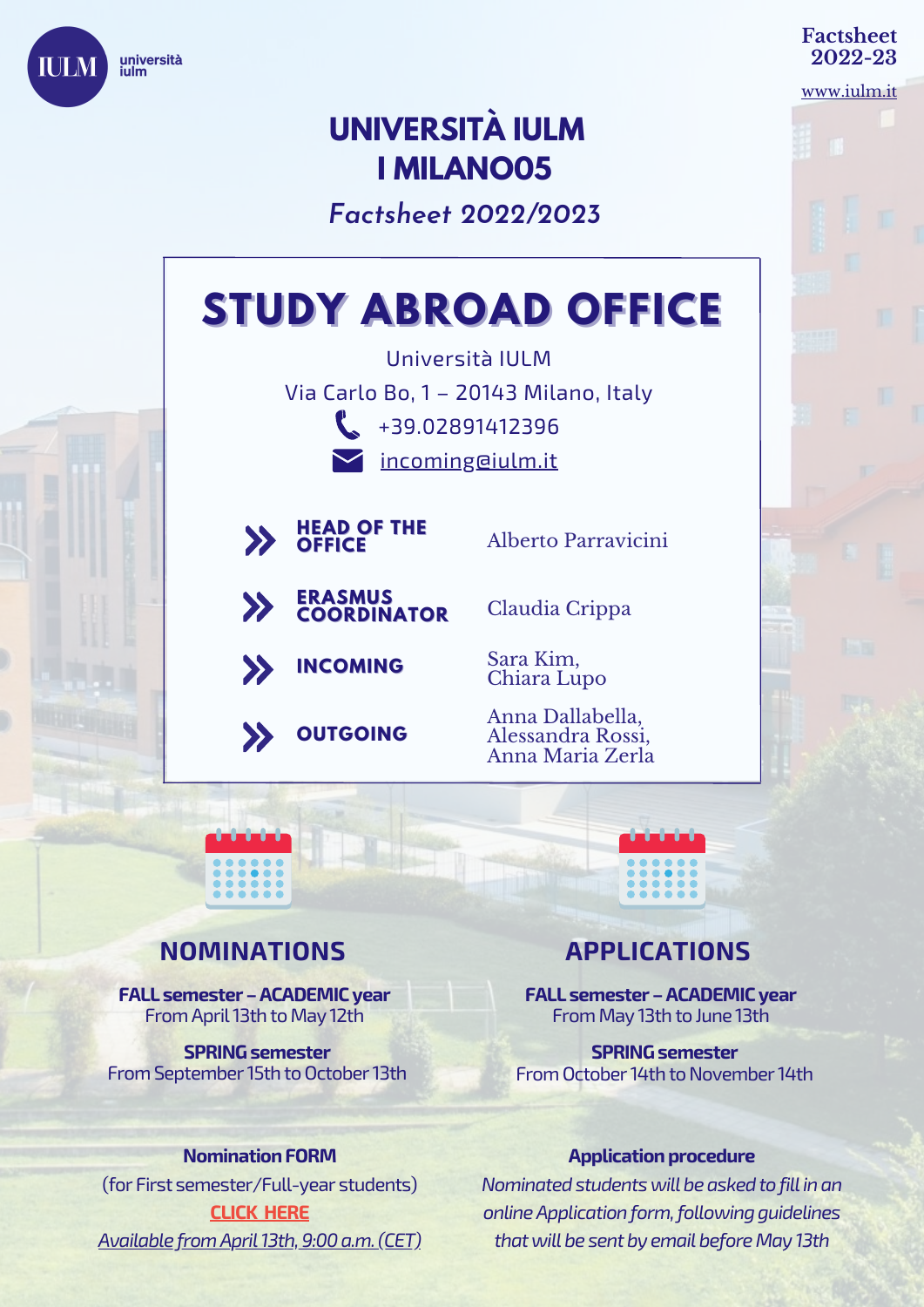università iulm

Factsheet
2022-23

www.iulm.it

# UNIVERSITÀ IULM
# I MILANO05

*Factsheet 2022/2023*

## STUDY ABROAD OFFICE

Università IULM

Via Carlo Bo, 1 – 20143 Milano, Italy

+39.02891412396

incoming@iulm.it

| | |
|---|---|
| **HEAD OF THE OFFICE** | Alberto Parravicini |
| **ERASMUS COORDINATOR** | Claudia Crippa |
| **INCOMING** | Sara Kim, Chiara Lupo |
| **OUTGOING** | Anna Dallabella, Alessandra Rossi, Anna Maria Zerla |

## NOMINATIONS

**FALL semester – ACADEMIC year**
From April 13th to May 12th

**SPRING semester**
From September 15th to October 13th

**Nomination FORM**

(for First semester/Full-year students)

**CLICK HERE**

*Available from April 13th, 9:00 a.m. (CET)*

## APPLICATIONS

**FALL semester – ACADEMIC year**
From May 13th to June 13th

**SPRING semester**
From October 14th to November 14th

**Application procedure**

*Nominated students will be asked to fill in an online Application form, following guidelines that will be sent by email before May 13th*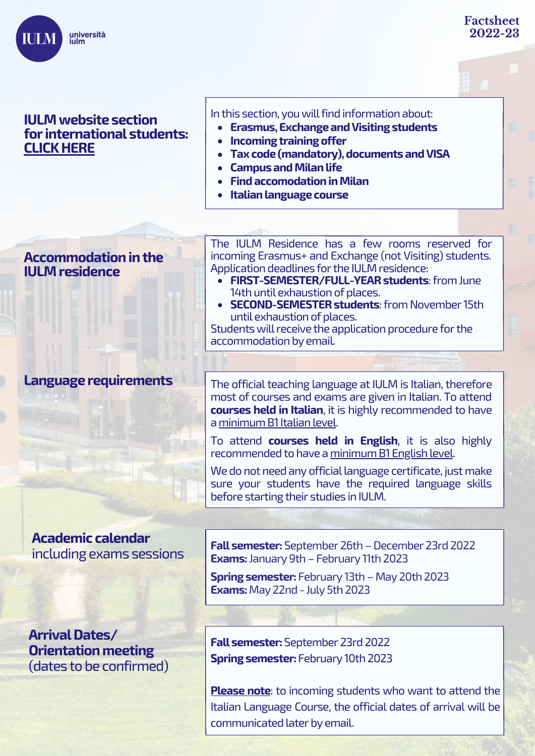# Factsheet 2022-23

## IULM website section for international students: CLICK HERE

In this section, you will find information about:

- **Erasmus, Exchange and Visiting students**
- **Incoming training offer**
- **Tax code (mandatory), documents and VISA**
- **Campus and Milan life**
- **Find accomodation in Milan**
- **Italian language course**

## Accommodation in the IULM residence

The IULM Residence has a few rooms reserved for incoming Erasmus+ and Exchange (not Visiting) students. Application deadlines for the IULM residence:

- **FIRST-SEMESTER/FULL-YEAR students**: from June 14th until exhaustion of places.
- **SECOND-SEMESTER students**: from November 15th until exhaustion of places.

Students will receive the application procedure for the accommodation by email.

## Language requirements

The official teaching language at IULM is Italian, therefore most of courses and exams are given in Italian. To attend **courses held in Italian**, it is highly recommended to have a minimum B1 Italian level.

To attend **courses held in English**, it is also highly recommended to have a minimum B1 English level.

We do not need any official language certificate, just make sure your students have the required language skills before starting their studies in IULM.

## Academic calendar including exams sessions

**Fall semester:** September 26th – December 23rd 2022
**Exams:** January 9th – February 11th 2023

**Spring semester:** February 13th – May 20th 2023
**Exams:** May 22nd - July 5th 2023

## Arrival Dates/ Orientation meeting (dates to be confirmed)

**Fall semester:** September 23rd 2022
**Spring semester:** February 10th 2023

**Please note**: to incoming students who want to attend the Italian Language Course, the official dates of arrival will be communicated later by email.